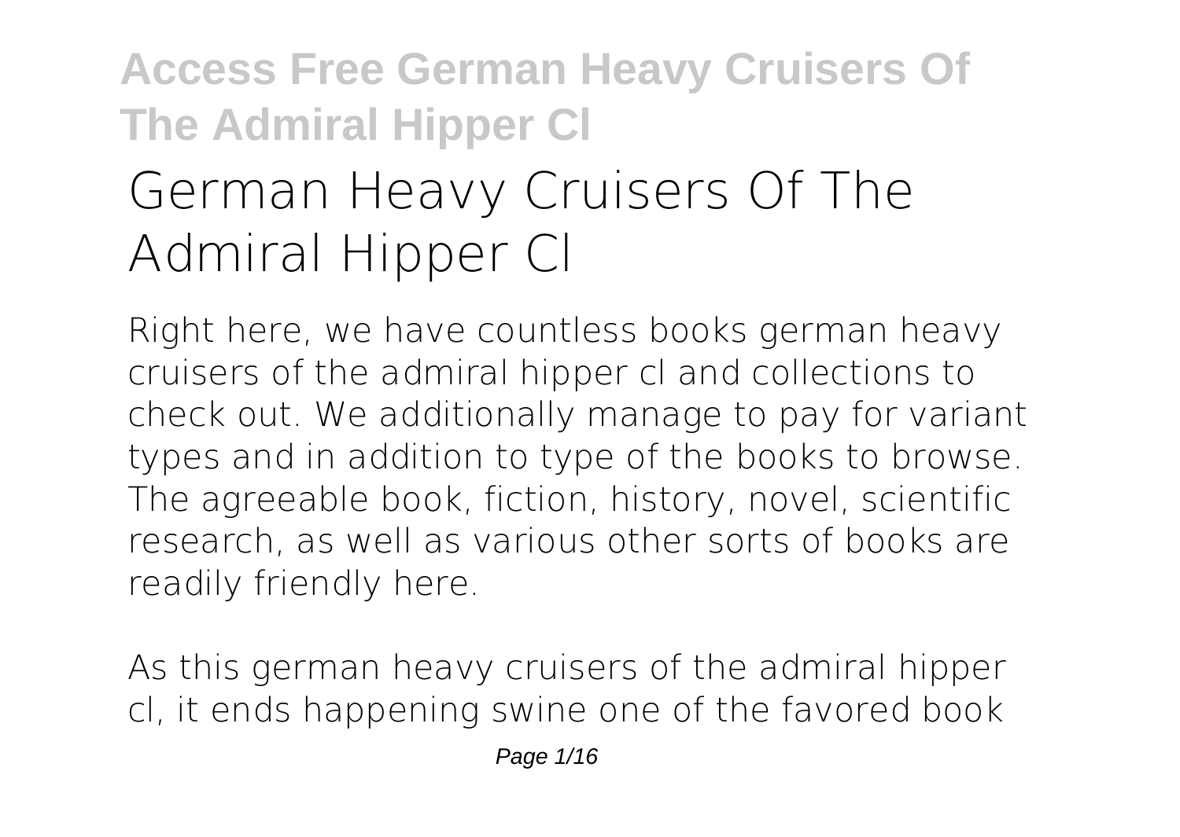# German Heavy Cruisers Of The Admiral Hipper Cl

Right here, we have countless books german heavy cruisers of the admiral hipper cl and collections to check out. We additionally manage to pay for variant types and in addition to type of the books to browse. The agreeable book, fiction, history, novel, scientific research, as well as various other sorts of books are readily friendly here.

As this german heavy cruisers of the admiral hipper cl, it ends happening swine one of the favored book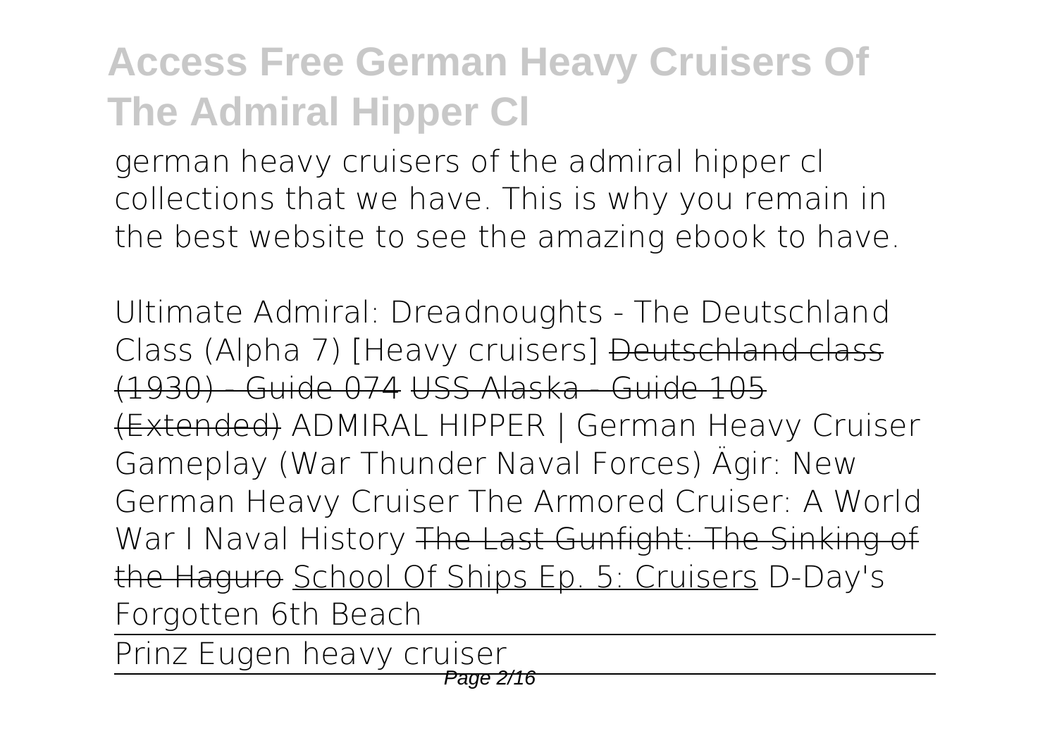german heavy cruisers of the admiral hipper cl collections that we have. This is why you remain in the best website to see the amazing ebook to have.

*Ultimate Admiral: Dreadnoughts - The Deutschland Class (Alpha 7) [Heavy cruisers]* ~~Deutschland class (1930) - Guide 074~~ ~~USS Alaska - Guide 105 (Extended)~~ *ADMIRAL HIPPER | German Heavy Cruiser Gameplay (War Thunder Naval Forces)* *Ägir: New German Heavy Cruiser* *The Armored Cruiser: A World War I Naval History* ~~The Last Gunfight: The Sinking of the Haguro~~ School Of Ships Ep. 5: Cruisers *D-Day's Forgotten 6th Beach*

Prinz Eugen heavy cruiser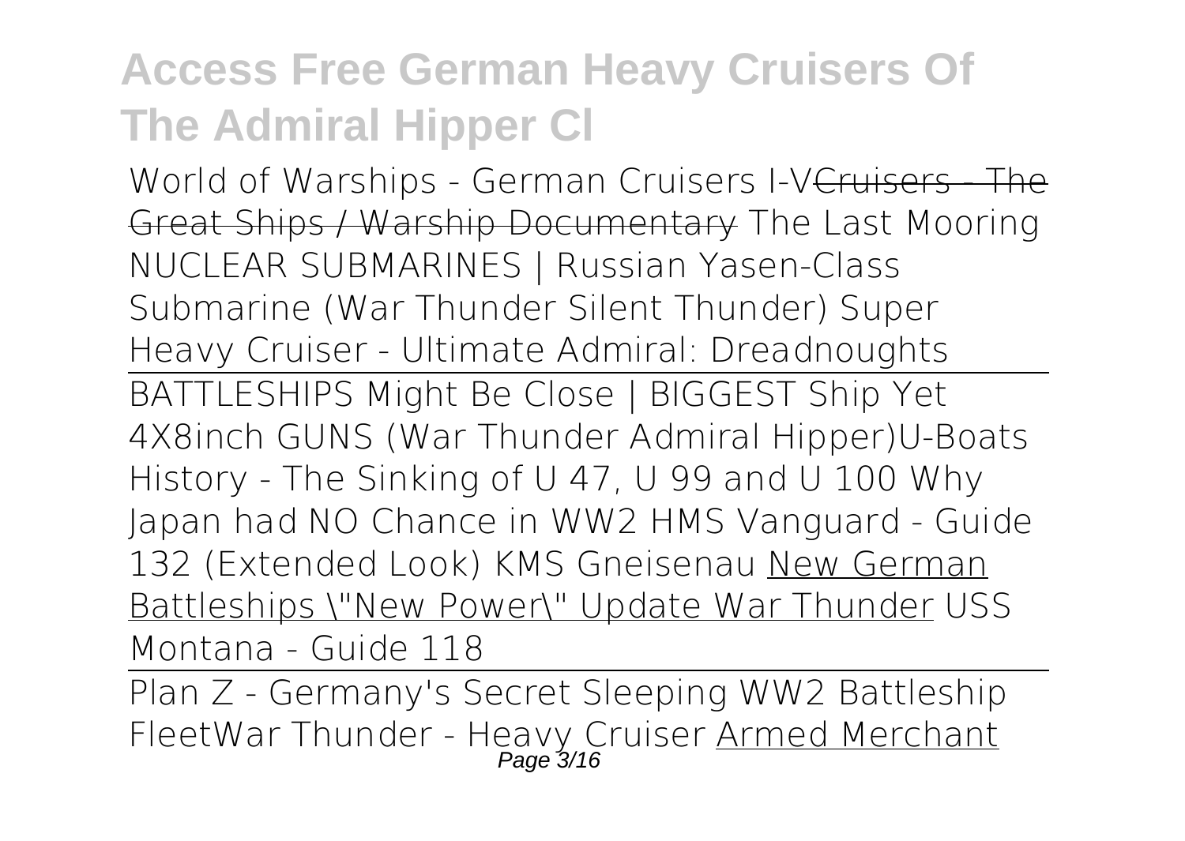# Access Free German Heavy Cruisers Of The Admiral Hipper Cl

World of Warships - German Cruisers I-V~~Cruisers - The Great Ships / Warship Documentary~~ The Last Mooring NUCLEAR SUBMARINES | Russian Yasen-Class Submarine (War Thunder Silent Thunder) Super Heavy Cruiser - Ultimate Admiral: Dreadnoughts

BATTLESHIPS Might Be Close | BIGGEST Ship Yet 4X8inch GUNS (War Thunder Admiral Hipper)U-Boats History - The Sinking of U 47, U 99 and U 100 Why Japan had NO Chance in WW2 HMS Vanguard - Guide 132 (Extended Look) KMS Gneisenau New German Battleships \"New Power\" Update War Thunder USS Montana - Guide 118

Plan Z - Germany's Secret Sleeping WW2 Battleship FleetWar Thunder - Heavy Cruiser Armed Merchant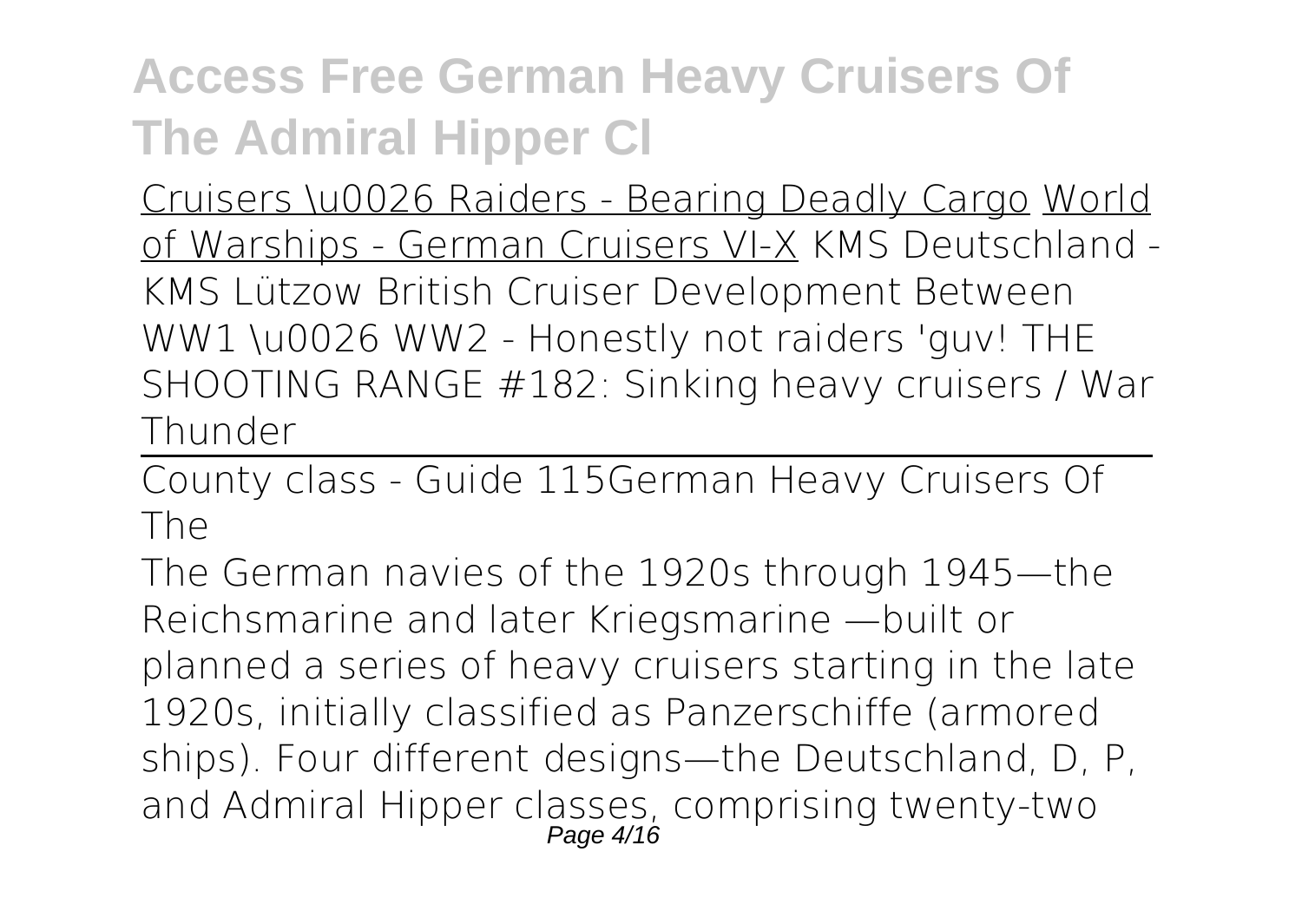Cruisers \u0026 Raiders - Bearing Deadly Cargo World of Warships - German Cruisers VI-X KMS Deutschland - KMS Lützow British Cruiser Development Between WW1 \u0026 WW2 - Honestly not raiders 'guv! THE SHOOTING RANGE #182: Sinking heavy cruisers / War Thunder

County class - Guide 115German Heavy Cruisers Of The

The German navies of the 1920s through 1945—the Reichsmarine and later Kriegsmarine —built or planned a series of heavy cruisers starting in the late 1920s, initially classified as Panzerschiffe (armored ships). Four different designs—the Deutschland, D, P, and Admiral Hipper classes, comprising twenty-two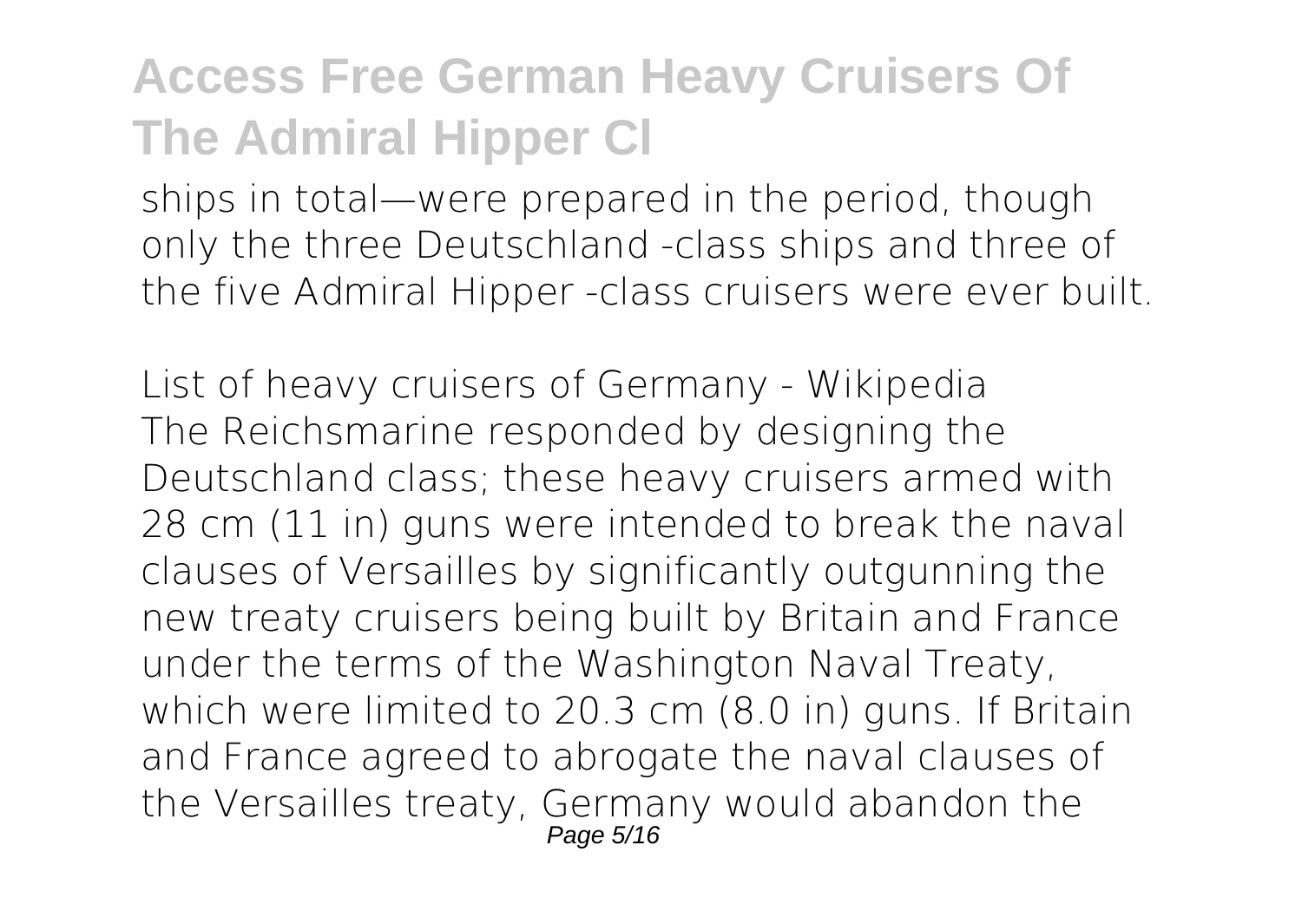ships in total—were prepared in the period, though only the three Deutschland -class ships and three of the five Admiral Hipper -class cruisers were ever built.

*List of heavy cruisers of Germany - Wikipedia*

The Reichsmarine responded by designing the Deutschland class; these heavy cruisers armed with 28 cm (11 in) guns were intended to break the naval clauses of Versailles by significantly outgunning the new treaty cruisers being built by Britain and France under the terms of the Washington Naval Treaty, which were limited to 20.3 cm (8.0 in) guns. If Britain and France agreed to abrogate the naval clauses of the Versailles treaty, Germany would abandon the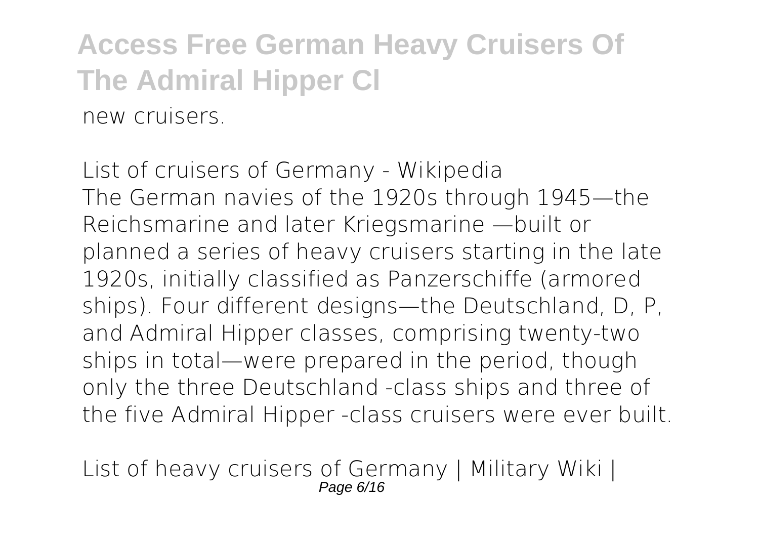new cruisers.

*List of cruisers of Germany - Wikipedia*

The German navies of the 1920s through 1945—the Reichsmarine and later Kriegsmarine —built or planned a series of heavy cruisers starting in the late 1920s, initially classified as Panzerschiffe (armored ships). Four different designs—the Deutschland, D, P, and Admiral Hipper classes, comprising twenty-two ships in total—were prepared in the period, though only the three Deutschland -class ships and three of the five Admiral Hipper -class cruisers were ever built.

*List of heavy cruisers of Germany | Military Wiki |*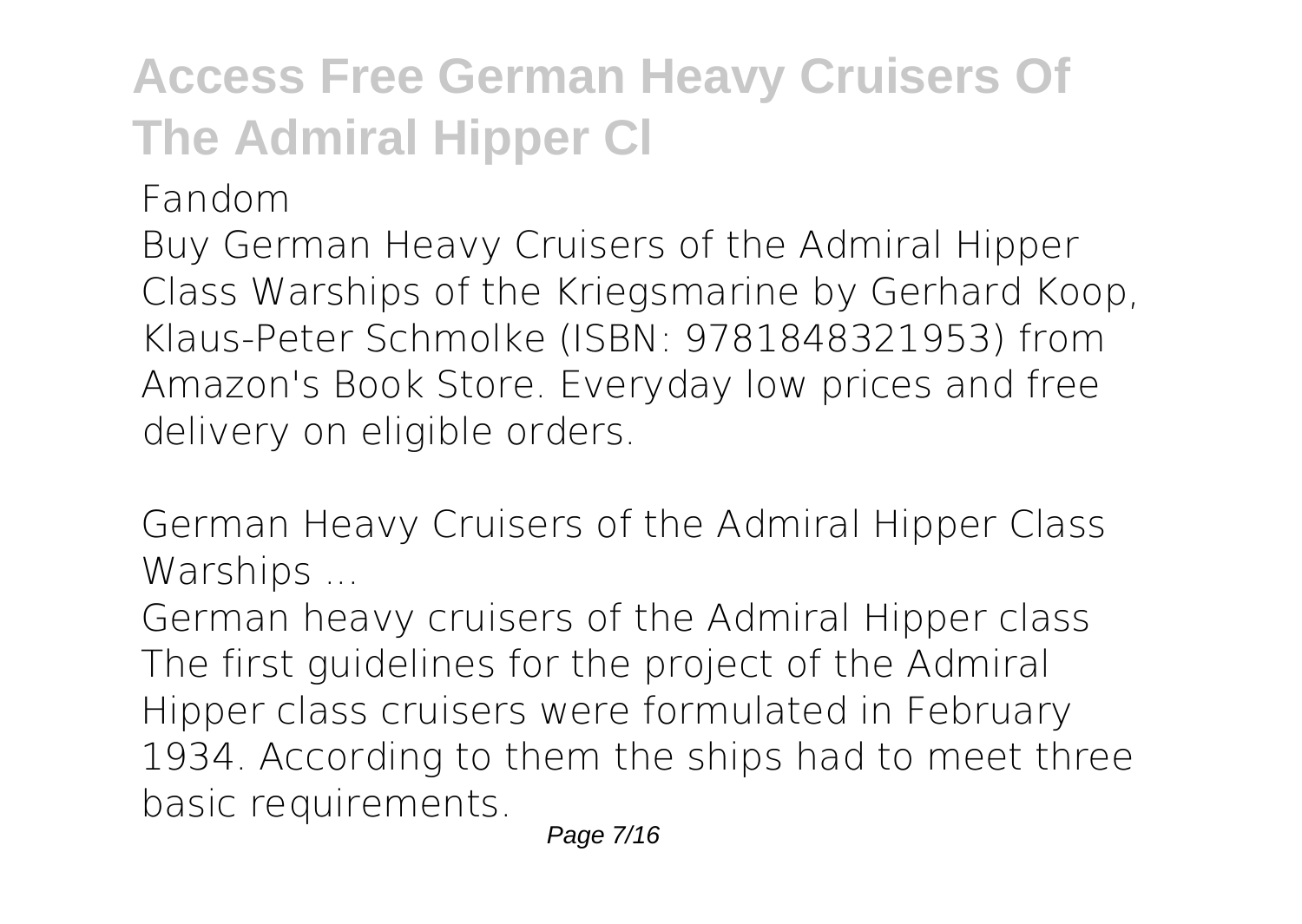*Fandom*

Buy German Heavy Cruisers of the Admiral Hipper Class Warships of the Kriegsmarine by Gerhard Koop, Klaus-Peter Schmolke (ISBN: 9781848321953) from Amazon's Book Store. Everyday low prices and free delivery on eligible orders.

*German Heavy Cruisers of the Admiral Hipper Class Warships ...*

German heavy cruisers of the Admiral Hipper class The first guidelines for the project of the Admiral Hipper class cruisers were formulated in February 1934. According to them the ships had to meet three basic requirements.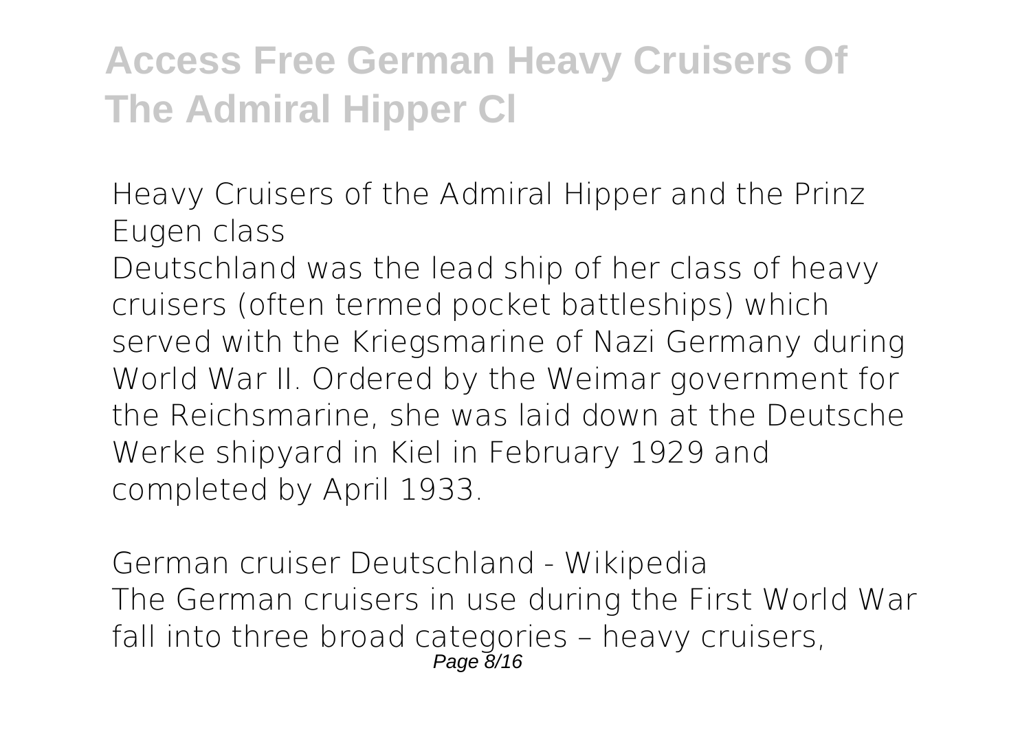**Heavy Cruisers of the Admiral Hipper and the Prinz Eugen class**

Deutschland was the lead ship of her class of heavy cruisers (often termed pocket battleships) which served with the Kriegsmarine of Nazi Germany during World War II. Ordered by the Weimar government for the Reichsmarine, she was laid down at the Deutsche Werke shipyard in Kiel in February 1929 and completed by April 1933.

**German cruiser Deutschland - Wikipedia**

The German cruisers in use during the First World War fall into three broad categories – heavy cruisers,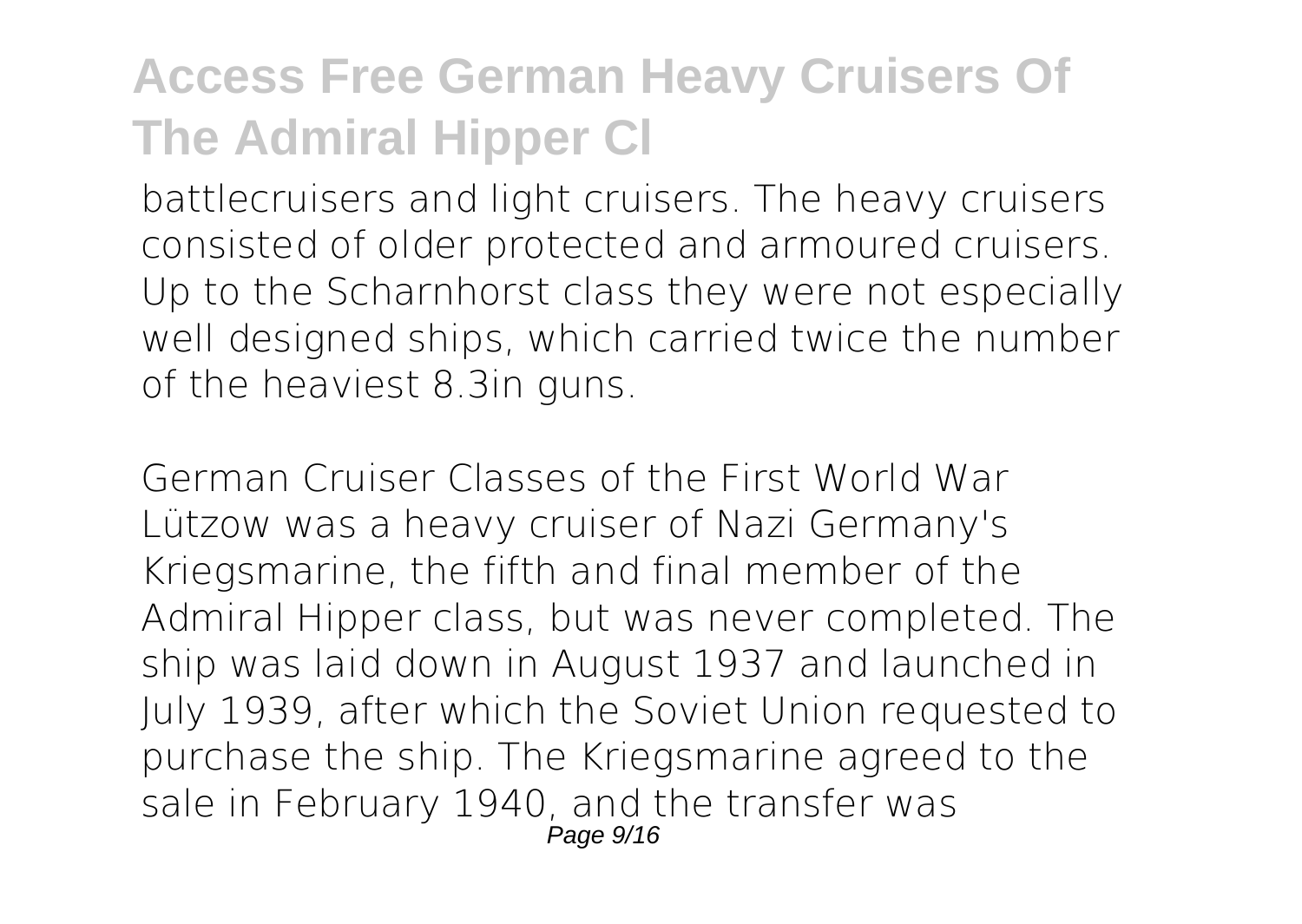battlecruisers and light cruisers. The heavy cruisers consisted of older protected and armoured cruisers. Up to the Scharnhorst class they were not especially well designed ships, which carried twice the number of the heaviest 8.3in guns.

German Cruiser Classes of the First World War
Lützow was a heavy cruiser of Nazi Germany's Kriegsmarine, the fifth and final member of the Admiral Hipper class, but was never completed. The ship was laid down in August 1937 and launched in July 1939, after which the Soviet Union requested to purchase the ship. The Kriegsmarine agreed to the sale in February 1940, and the transfer was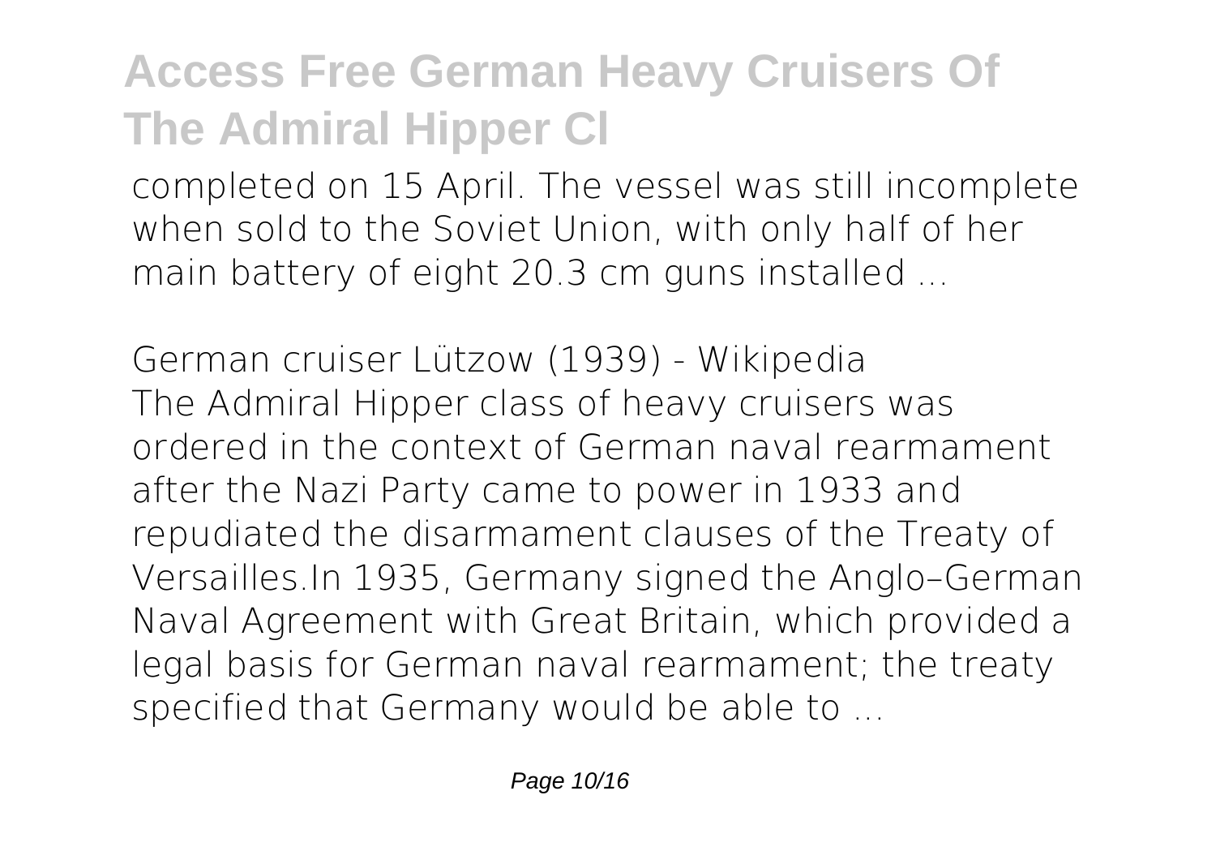completed on 15 April. The vessel was still incomplete when sold to the Soviet Union, with only half of her main battery of eight 20.3 cm guns installed ...

*German cruiser Lützow (1939) - Wikipedia*

The Admiral Hipper class of heavy cruisers was ordered in the context of German naval rearmament after the Nazi Party came to power in 1933 and repudiated the disarmament clauses of the Treaty of Versailles.In 1935, Germany signed the Anglo–German Naval Agreement with Great Britain, which provided a legal basis for German naval rearmament; the treaty specified that Germany would be able to ...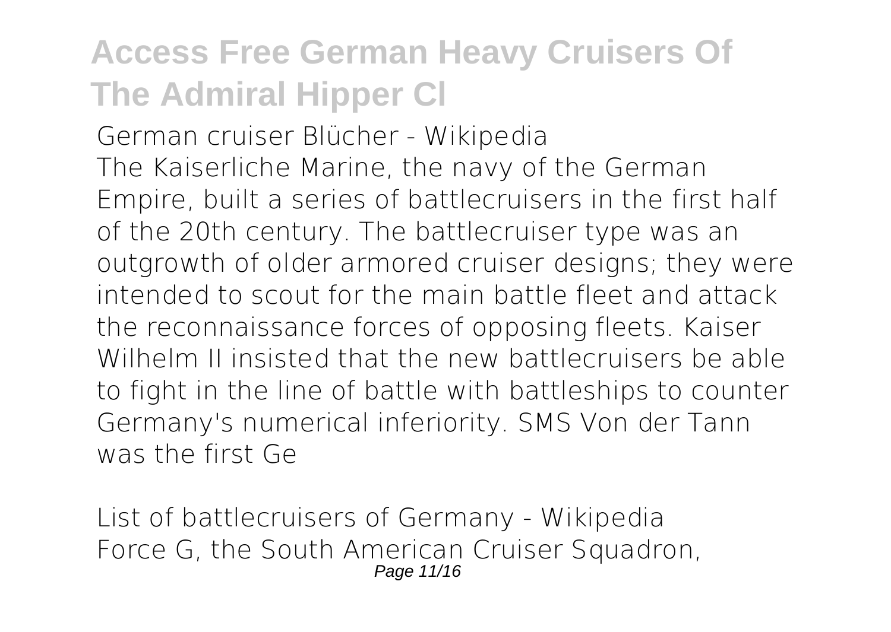German cruiser Blücher - Wikipedia

The Kaiserliche Marine, the navy of the German Empire, built a series of battlecruisers in the first half of the 20th century. The battlecruiser type was an outgrowth of older armored cruiser designs; they were intended to scout for the main battle fleet and attack the reconnaissance forces of opposing fleets. Kaiser Wilhelm II insisted that the new battlecruisers be able to fight in the line of battle with battleships to counter Germany's numerical inferiority. SMS Von der Tann was the first Ge

List of battlecruisers of Germany - Wikipedia

Force G, the South American Cruiser Squadron,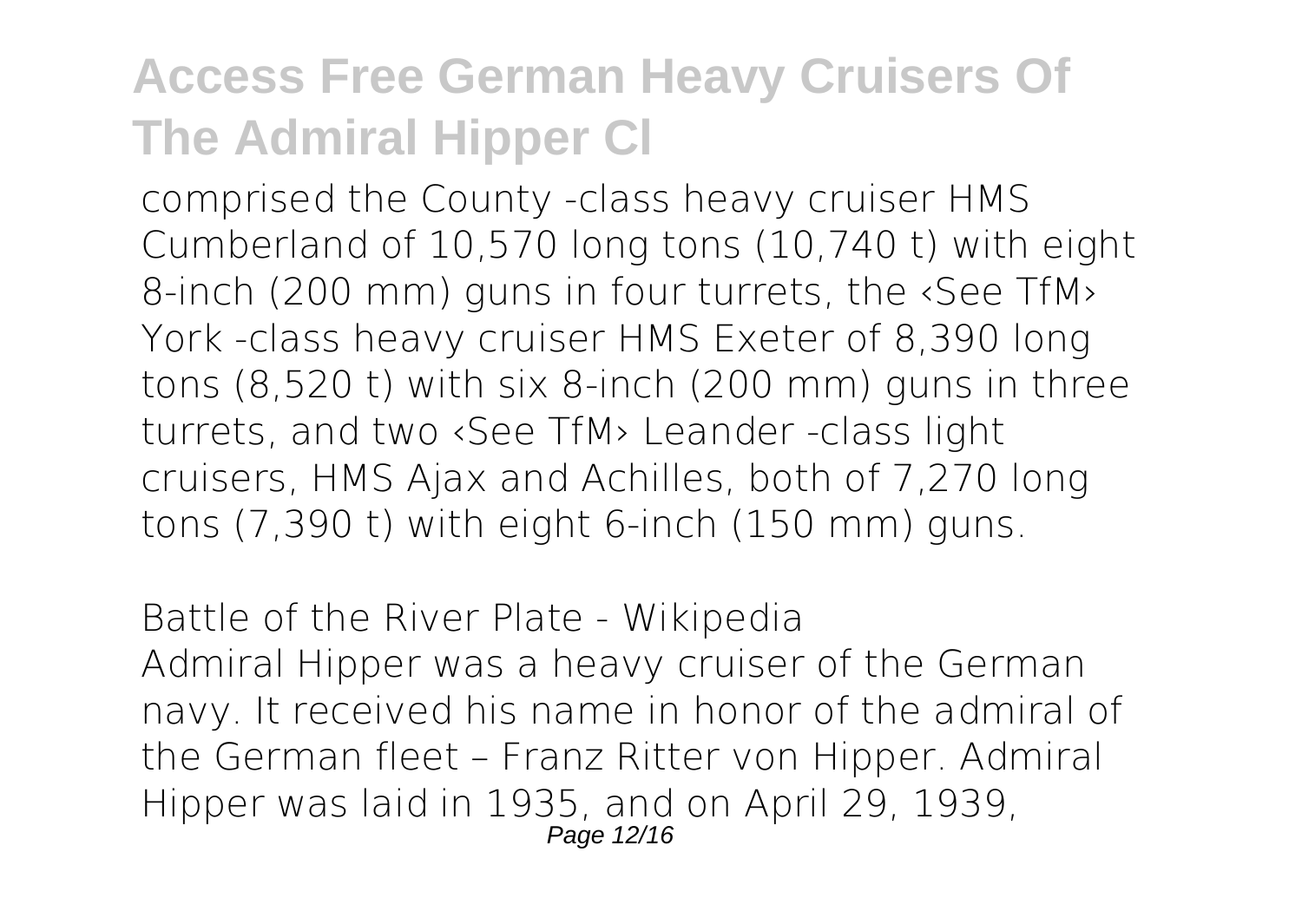comprised the County -class heavy cruiser HMS Cumberland of 10,570 long tons (10,740 t) with eight 8-inch (200 mm) guns in four turrets, the ‹See TfM› York -class heavy cruiser HMS Exeter of 8,390 long tons (8,520 t) with six 8-inch (200 mm) guns in three turrets, and two ‹See TfM› Leander -class light cruisers, HMS Ajax and Achilles, both of 7,270 long tons (7,390 t) with eight 6-inch (150 mm) guns.

*Battle of the River Plate - Wikipedia*

Admiral Hipper was a heavy cruiser of the German navy. It received his name in honor of the admiral of the German fleet – Franz Ritter von Hipper. Admiral Hipper was laid in 1935, and on April 29, 1939,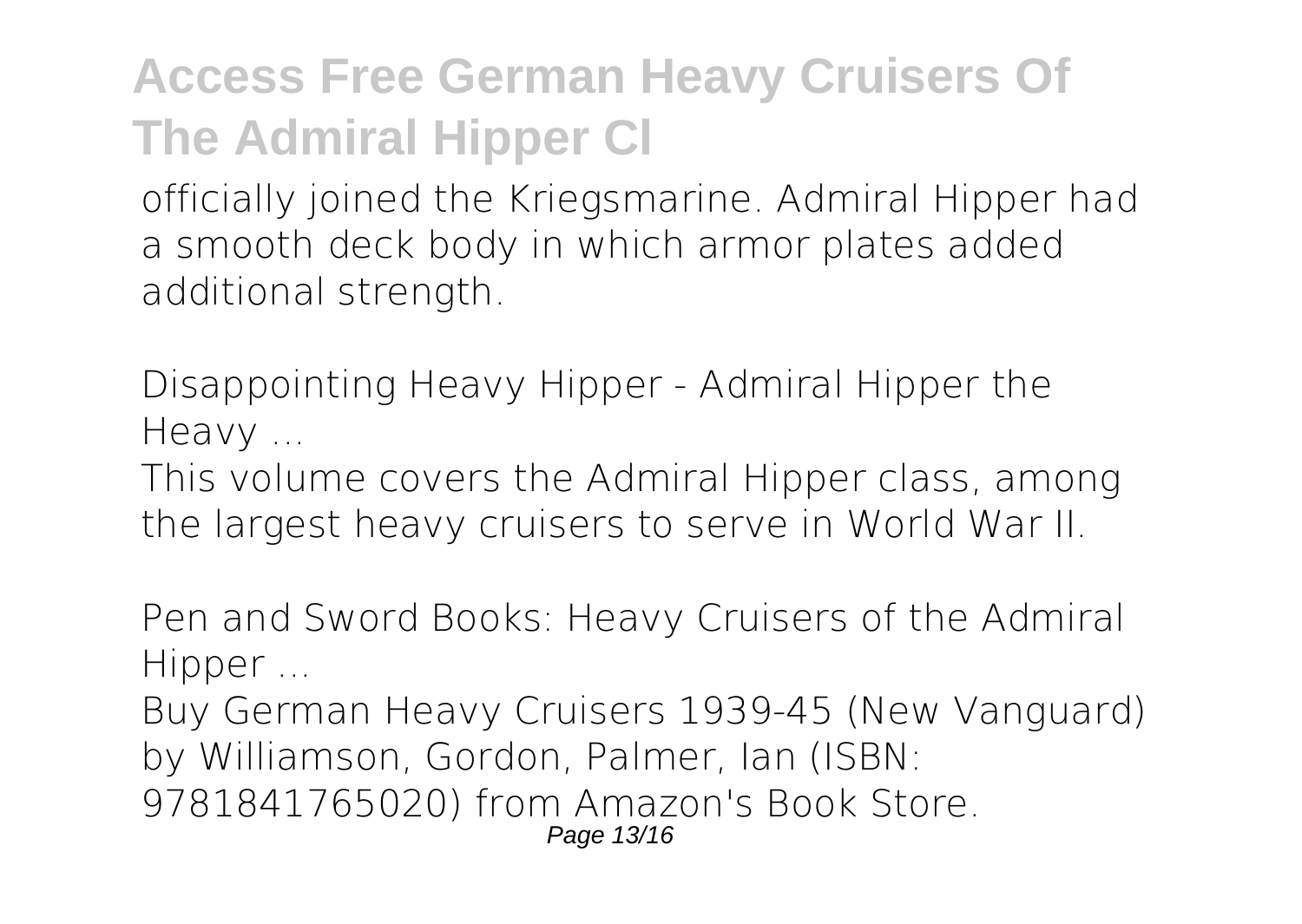officially joined the Kriegsmarine. Admiral Hipper had a smooth deck body in which armor plates added additional strength.

*Disappointing Heavy Hipper - Admiral Hipper the Heavy ...*

This volume covers the Admiral Hipper class, among the largest heavy cruisers to serve in World War II.

*Pen and Sword Books: Heavy Cruisers of the Admiral Hipper ...*

Buy German Heavy Cruisers 1939-45 (New Vanguard) by Williamson, Gordon, Palmer, Ian (ISBN: 9781841765020) from Amazon's Book Store.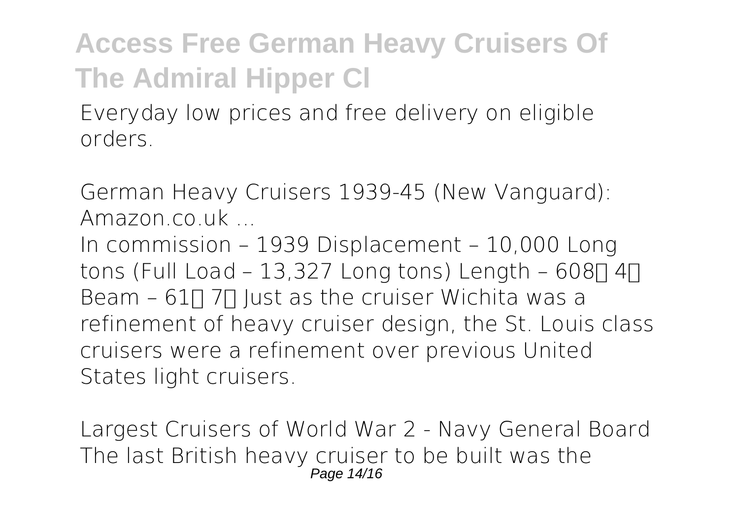# Access Free German Heavy Cruisers Of The Admiral Hipper Cl

Everyday low prices and free delivery on eligible orders.

*German Heavy Cruisers 1939-45 (New Vanguard): Amazon.co.uk ...*

In commission – 1939 Displacement – 10,000 Long tons (Full Load – 13,327 Long tons) Length – 608 4 Beam – 61 7 Just as the cruiser Wichita was a refinement of heavy cruiser design, the St. Louis class cruisers were a refinement over previous United States light cruisers.

*Largest Cruisers of World War 2 - Navy General Board*

The last British heavy cruiser to be built was the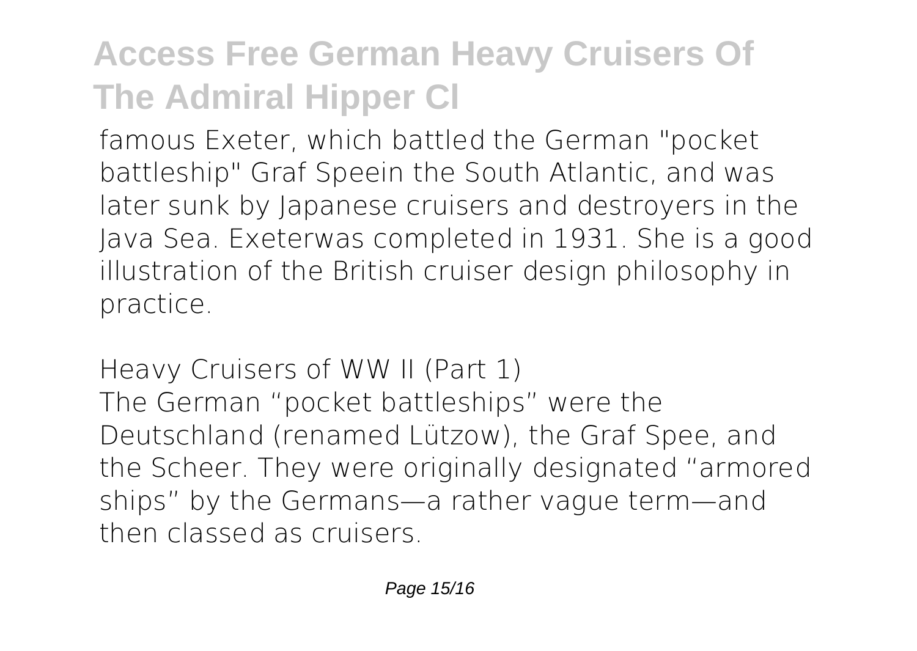famous Exeter, which battled the German "pocket battleship" Graf Speein the South Atlantic, and was later sunk by Japanese cruisers and destroyers in the Java Sea. Exeterwas completed in 1931. She is a good illustration of the British cruiser design philosophy in practice.

*Heavy Cruisers of WW II (Part 1)*

The German “pocket battleships” were the Deutschland (renamed Lützow), the Graf Spee, and the Scheer. They were originally designated “armored ships” by the Germans—a rather vague term—and then classed as cruisers.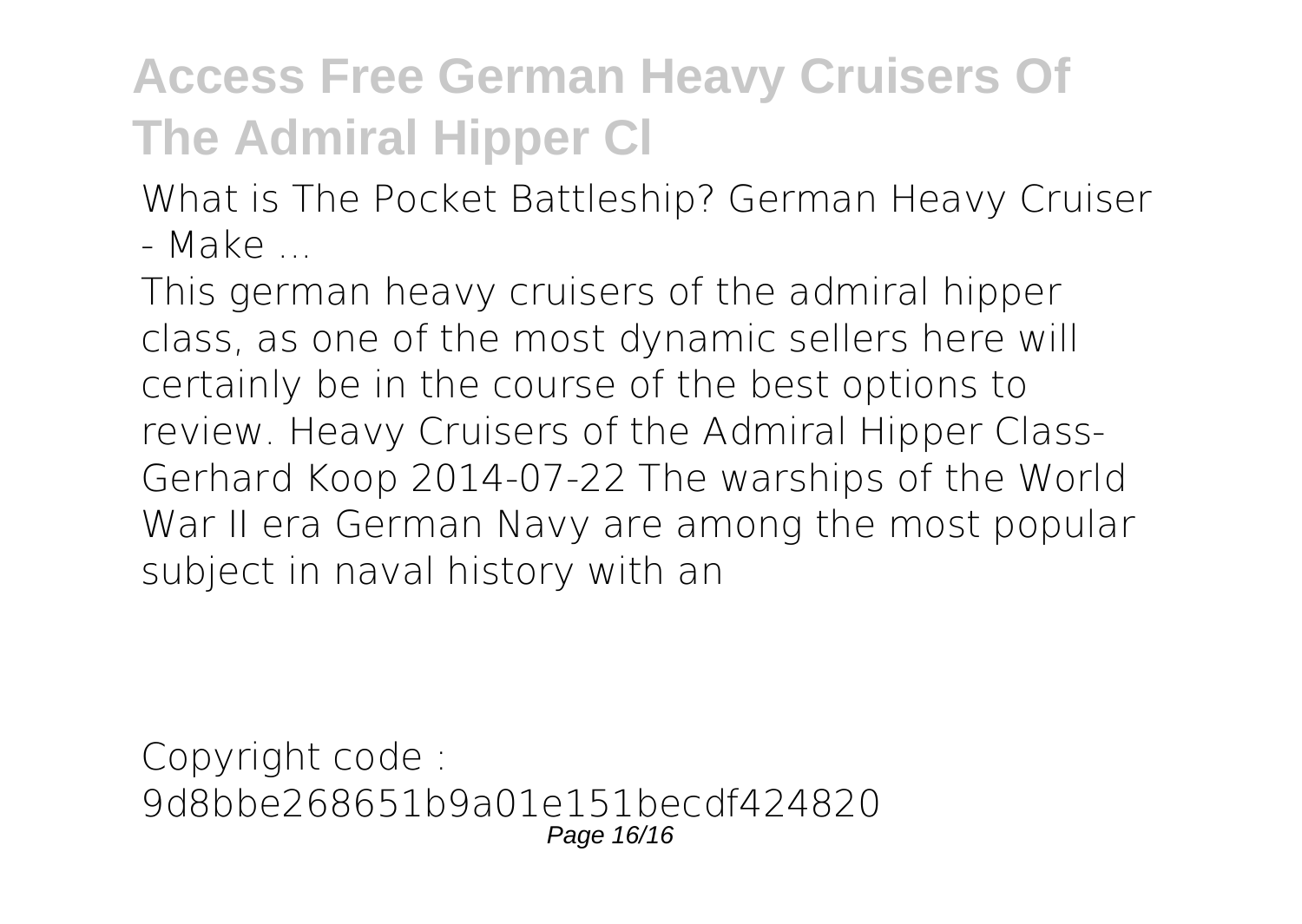What is The Pocket Battleship? German Heavy Cruiser - Make ...

This german heavy cruisers of the admiral hipper class, as one of the most dynamic sellers here will certainly be in the course of the best options to review. Heavy Cruisers of the Admiral Hipper Class-Gerhard Koop 2014-07-22 The warships of the World War II era German Navy are among the most popular subject in naval history with an

Copyright code : 9d8bbe268651b9a01e151becdf424820